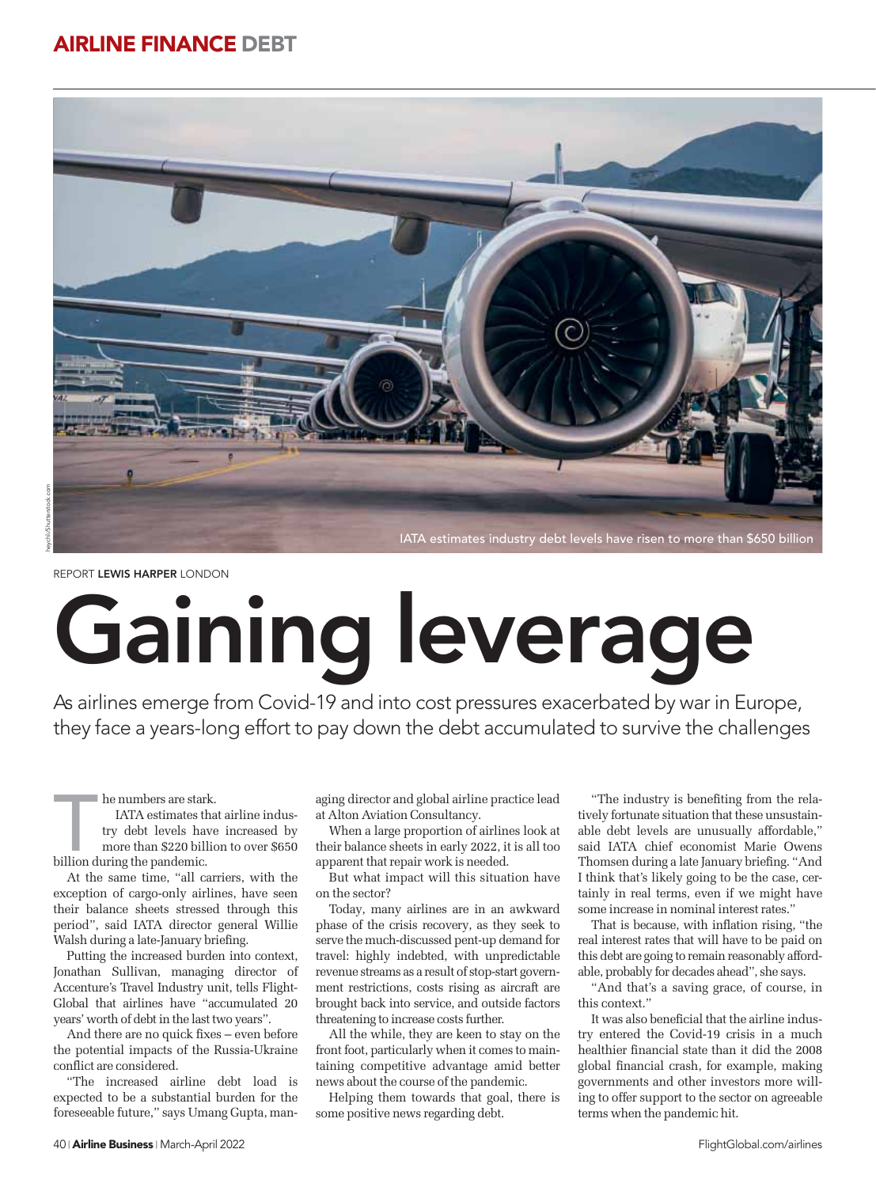AIRLINE FINANCE DEBT

IATA estimates industry debt levels have risen to more than $650 billion

REPORT **LEWIS HARPER** LONDON

# Gaining leverage

As airlines emerge from Covid-19 and into cost pressures exacerbated by war in Europe, they face a years-long effort to pay down the debt accumulated to survive the challenges

The numbers are stark.

IATA estimates that airline industry debt levels have increased by more than $220 billion to over $650 billion during the pandemic.

At the same time, "all carriers, with the exception of cargo-only airlines, have seen their balance sheets stressed through this period", said IATA director general Willie Walsh during a late-January briefing.

Putting the increased burden into context, Jonathan Sullivan, managing director of Accenture's Travel Industry unit, tells FlightGlobal that airlines have "accumulated 20 years' worth of debt in the last two years".

And there are no quick fixes – even before the potential impacts of the Russia-Ukraine conflict are considered.

"The increased airline debt load is expected to be a substantial burden for the foreseeable future," says Umang Gupta, managing director and global airline practice lead at Alton Aviation Consultancy.

When a large proportion of airlines look at their balance sheets in early 2022, it is all too apparent that repair work is needed.

But what impact will this situation have on the sector?

Today, many airlines are in an awkward phase of the crisis recovery, as they seek to serve the much-discussed pent-up demand for travel: highly indebted, with unpredictable revenue streams as a result of stop-start government restrictions, costs rising as aircraft are brought back into service, and outside factors threatening to increase costs further.

All the while, they are keen to stay on the front foot, particularly when it comes to maintaining competitive advantage amid better news about the course of the pandemic.

Helping them towards that goal, there is some positive news regarding debt.

"The industry is benefiting from the relatively fortunate situation that these unsustainable debt levels are unusually affordable," said IATA chief economist Marie Owens Thomsen during a late January briefing. "And I think that's likely going to be the case, certainly in real terms, even if we might have some increase in nominal interest rates."

That is because, with inflation rising, "the real interest rates that will have to be paid on this debt are going to remain reasonably affordable, probably for decades ahead", she says.

"And that's a saving grace, of course, in this context."

It was also beneficial that the airline industry entered the Covid-19 crisis in a much healthier financial state than it did the 2008 global financial crash, for example, making governments and other investors more willing to offer support to the sector on agreeable terms when the pandemic hit.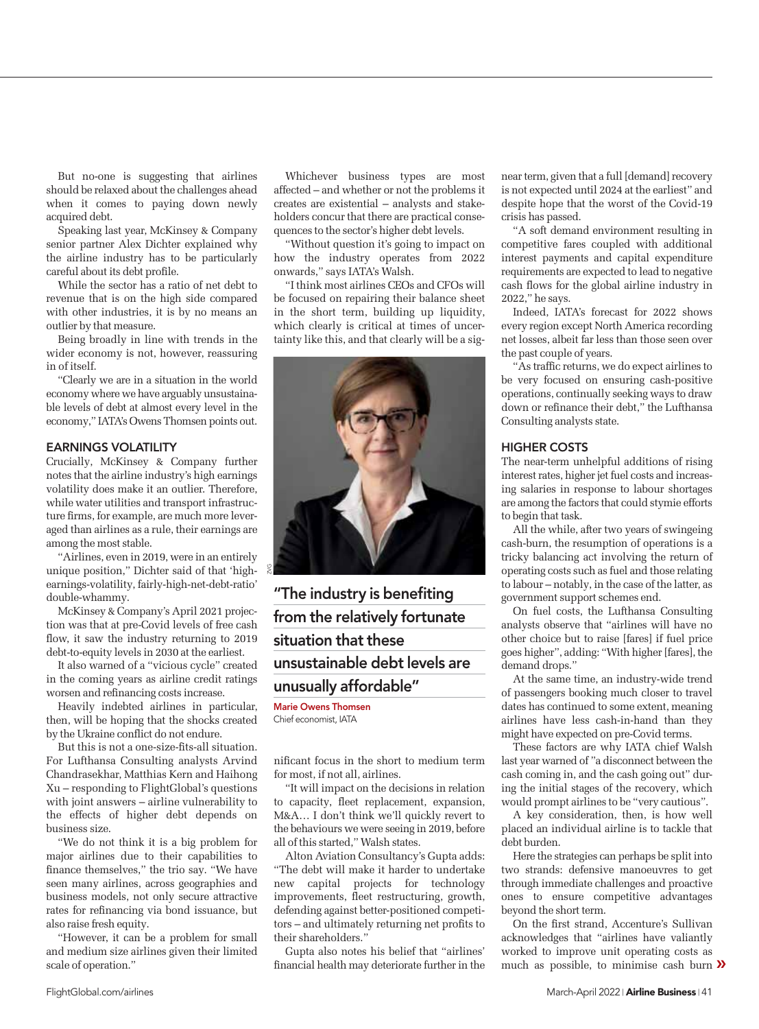But no-one is suggesting that airlines should be relaxed about the challenges ahead when it comes to paying down newly acquired debt.

Speaking last year, McKinsey & Company senior partner Alex Dichter explained why the airline industry has to be particularly careful about its debt profile.

While the sector has a ratio of net debt to revenue that is on the high side compared with other industries, it is by no means an outlier by that measure.

Being broadly in line with trends in the wider economy is not, however, reassuring in of itself.

"Clearly we are in a situation in the world economy where we have arguably unsustainable levels of debt at almost every level in the economy," IATA's Owens Thomsen points out.

## EARNINGS VOLATILITY

Crucially, McKinsey & Company further notes that the airline industry's high earnings volatility does make it an outlier. Therefore, while water utilities and transport infrastructure firms, for example, are much more leveraged than airlines as a rule, their earnings are among the most stable.

"Airlines, even in 2019, were in an entirely unique position," Dichter said of that 'high-earnings-volatility, fairly-high-net-debt-ratio' double-whammy.

McKinsey & Company's April 2021 projection was that at pre-Covid levels of free cash flow, it saw the industry returning to 2019 debt-to-equity levels in 2030 at the earliest.

It also warned of a "vicious cycle" created in the coming years as airline credit ratings worsen and refinancing costs increase.

Heavily indebted airlines in particular, then, will be hoping that the shocks created by the Ukraine conflict do not endure.

But this is not a one-size-fits-all situation. For Lufthansa Consulting analysts Arvind Chandrasekhar, Matthias Kern and Haihong Xu – responding to FlightGlobal's questions with joint answers – airline vulnerability to the effects of higher debt depends on business size.

"We do not think it is a big problem for major airlines due to their capabilities to finance themselves," the trio say. "We have seen many airlines, across geographies and business models, not only secure attractive rates for refinancing via bond issuance, but also raise fresh equity.

"However, it can be a problem for small and medium size airlines given their limited scale of operation."

Whichever business types are most affected – and whether or not the problems it creates are existential – analysts and stakeholders concur that there are practical consequences to the sector's higher debt levels.

"Without question it's going to impact on how the industry operates from 2022 onwards," says IATA's Walsh.

"I think most airlines CEOs and CFOs will be focused on repairing their balance sheet in the short term, building up liquidity, which clearly is critical at times of uncertainty like this, and that clearly will be a significant focus in the short to medium term for most, if not all, airlines.

"It will impact on the decisions in relation to capacity, fleet replacement, expansion, M&A… I don't think we'll quickly revert to the behaviours we were seeing in 2019, before all of this started," Walsh states.

Alton Aviation Consultancy's Gupta adds: "The debt will make it harder to undertake new capital projects for technology improvements, fleet restructuring, growth, defending against better-positioned competitors – and ultimately returning net profits to their shareholders."

Gupta also notes his belief that "airlines' financial health may deteriorate further in the near term, given that a full [demand] recovery is not expected until 2024 at the earliest" and despite hope that the worst of the Covid-19 crisis has passed.

"A soft demand environment resulting in competitive fares coupled with additional interest payments and capital expenditure requirements are expected to lead to negative cash flows for the global airline industry in 2022," he says.

Indeed, IATA's forecast for 2022 shows every region except North America recording net losses, albeit far less than those seen over the past couple of years.

"As traffic returns, we do expect airlines to be very focused on ensuring cash-positive operations, continually seeking ways to draw down or refinance their debt," the Lufthansa Consulting analysts state.

**"The industry is benefiting from the relatively fortunate situation that these unsustainable debt levels are unusually affordable"**

**Marie Owens Thomsen**
Chief economist, IATA

## HIGHER COSTS

The near-term unhelpful additions of rising interest rates, higher jet fuel costs and increasing salaries in response to labour shortages are among the factors that could stymie efforts to begin that task.

All the while, after two years of swingeing cash-burn, the resumption of operations is a tricky balancing act involving the return of operating costs such as fuel and those relating to labour – notably, in the case of the latter, as government support schemes end.

On fuel costs, the Lufthansa Consulting analysts observe that "airlines will have no other choice but to raise [fares] if fuel price goes higher", adding: "With higher [fares], the demand drops."

At the same time, an industry-wide trend of passengers booking much closer to travel dates has continued to some extent, meaning airlines have less cash-in-hand than they might have expected on pre-Covid terms.

These factors are why IATA chief Walsh last year warned of "a disconnect between the cash coming in, and the cash going out" during the initial stages of the recovery, which would prompt airlines to be "very cautious".

A key consideration, then, is how well placed an individual airline is to tackle that debt burden.

Here the strategies can perhaps be split into two strands: defensive manoeuvres to get through immediate challenges and proactive ones to ensure competitive advantages beyond the short term.

On the first strand, Accenture's Sullivan acknowledges that "airlines have valiantly worked to improve unit operating costs as much as possible, to minimise cash burn »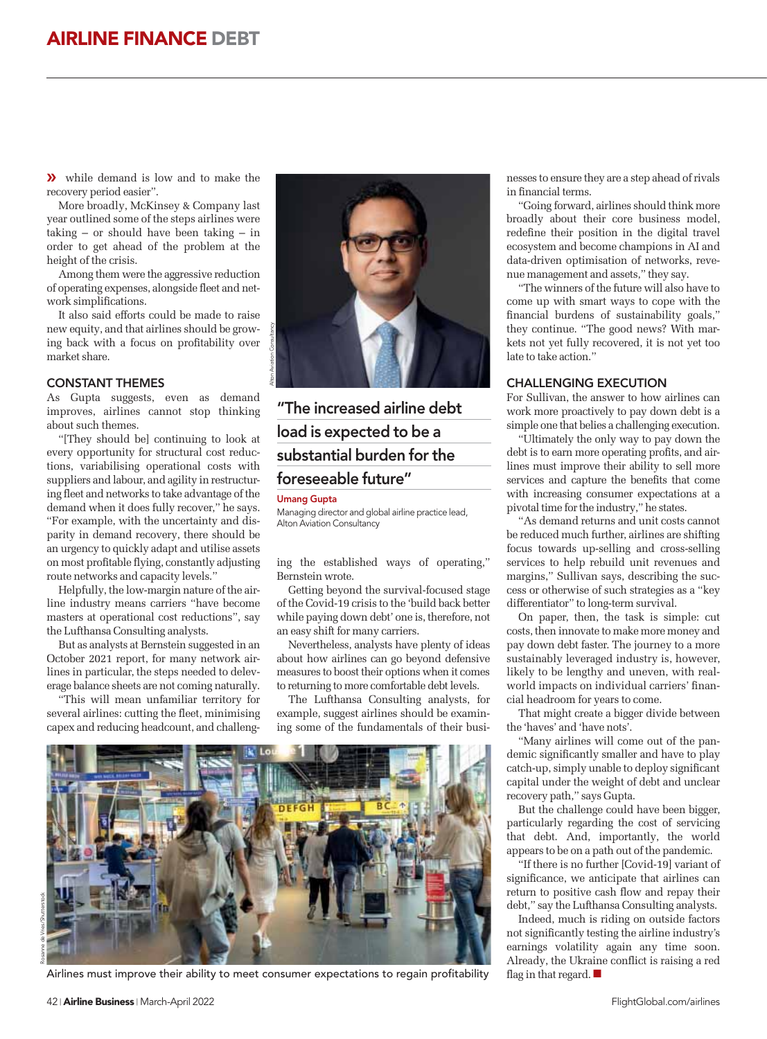» while demand is low and to make the recovery period easier".

More broadly, McKinsey & Company last year outlined some of the steps airlines were taking – or should have been taking – in order to get ahead of the problem at the height of the crisis.

Among them were the aggressive reduction of operating expenses, alongside fleet and network simplifications.

It also said efforts could be made to raise new equity, and that airlines should be growing back with a focus on profitability over market share.

## CONSTANT THEMES

As Gupta suggests, even as demand improves, airlines cannot stop thinking about such themes.

"[They should be] continuing to look at every opportunity for structural cost reductions, variabilising operational costs with suppliers and labour, and agility in restructuring fleet and networks to take advantage of the demand when it does fully recover," he says. "For example, with the uncertainty and disparity in demand recovery, there should be an urgency to quickly adapt and utilise assets on most profitable flying, constantly adjusting route networks and capacity levels."

Helpfully, the low-margin nature of the airline industry means carriers "have become masters at operational cost reductions", say the Lufthansa Consulting analysts.

But as analysts at Bernstein suggested in an October 2021 report, for many network airlines in particular, the steps needed to deleverage balance sheets are not coming naturally.

"This will mean unfamiliar territory for several airlines: cutting the fleet, minimising capex and reducing headcount, and challenging the established ways of operating," Bernstein wrote.

> "The increased airline debt load is expected to be a substantial burden for the foreseeable future"
>
> **Umang Gupta**
> Managing director and global airline practice lead, Alton Aviation Consultancy

Getting beyond the survival-focused stage of the Covid-19 crisis to the 'build back better while paying down debt' one is, therefore, not an easy shift for many carriers.

Nevertheless, analysts have plenty of ideas about how airlines can go beyond defensive measures to boost their options when it comes to returning to more comfortable debt levels.

The Lufthansa Consulting analysts, for example, suggest airlines should be examining some of the fundamentals of their businesses to ensure they are a step ahead of rivals in financial terms.

"Going forward, airlines should think more broadly about their core business model, redefine their position in the digital travel ecosystem and become champions in AI and data-driven optimisation of networks, revenue management and assets," they say.

"The winners of the future will also have to come up with smart ways to cope with the financial burdens of sustainability goals," they continue. "The good news? With markets not yet fully recovered, it is not yet too late to take action."

Airlines must improve their ability to meet consumer expectations to regain profitability

## CHALLENGING EXECUTION

For Sullivan, the answer to how airlines can work more proactively to pay down debt is a simple one that belies a challenging execution.

"Ultimately the only way to pay down the debt is to earn more operating profits, and airlines must improve their ability to sell more services and capture the benefits that come with increasing consumer expectations at a pivotal time for the industry," he states.

"As demand returns and unit costs cannot be reduced much further, airlines are shifting focus towards up-selling and cross-selling services to help rebuild unit revenues and margins," Sullivan says, describing the success or otherwise of such strategies as a "key differentiator" to long-term survival.

On paper, then, the task is simple: cut costs, then innovate to make more money and pay down debt faster. The journey to a more sustainably leveraged industry is, however, likely to be lengthy and uneven, with real-world impacts on individual carriers' financial headroom for years to come.

That might create a bigger divide between the 'haves' and 'have nots'.

"Many airlines will come out of the pandemic significantly smaller and have to play catch-up, simply unable to deploy significant capital under the weight of debt and unclear recovery path," says Gupta.

But the challenge could have been bigger, particularly regarding the cost of servicing that debt. And, importantly, the world appears to be on a path out of the pandemic.

"If there is no further [Covid-19] variant of significance, we anticipate that airlines can return to positive cash flow and repay their debt," say the Lufthansa Consulting analysts.

Indeed, much is riding on outside factors not significantly testing the airline industry's earnings volatility again any time soon. Already, the Ukraine conflict is raising a red flag in that regard. ■